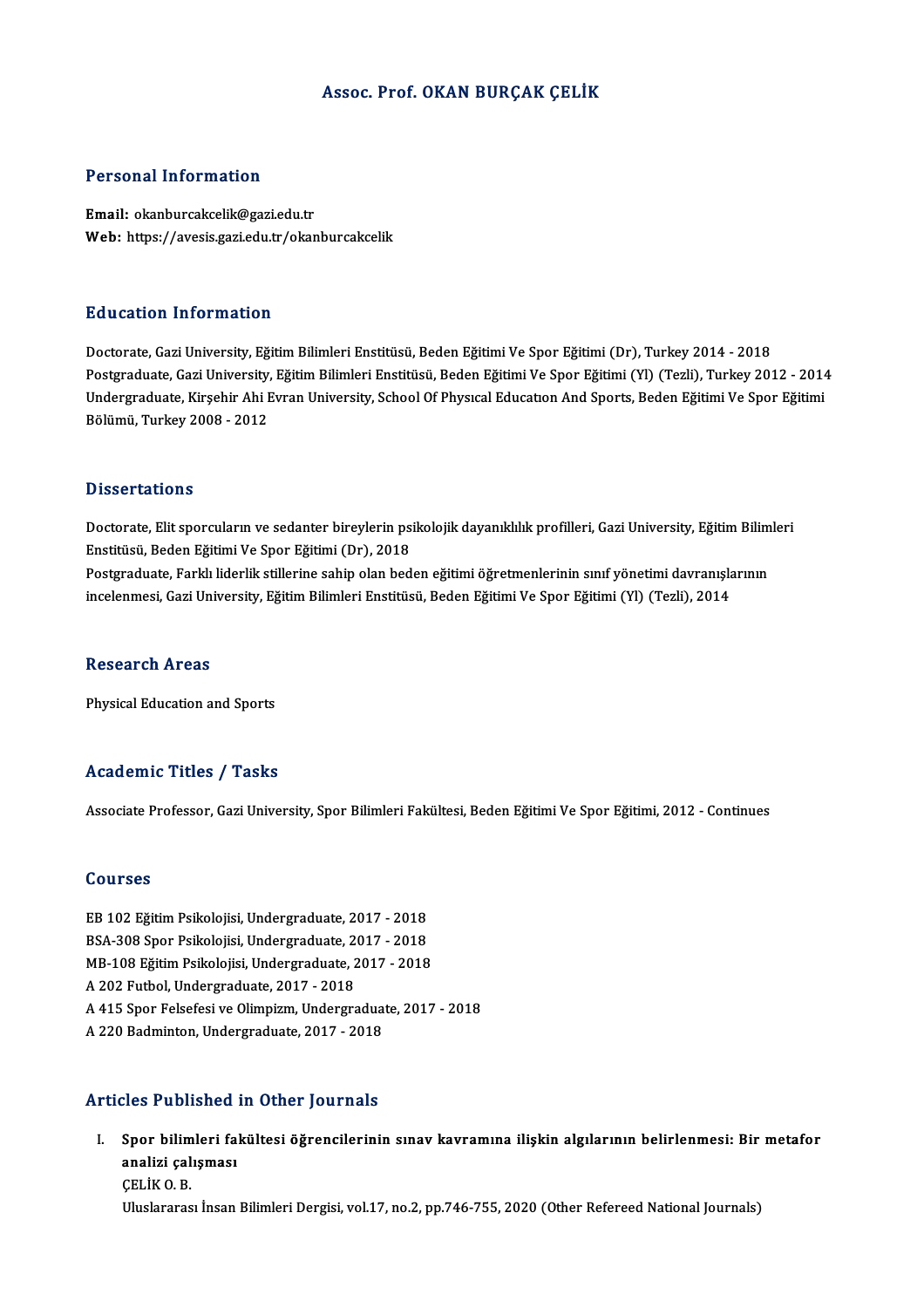# Assoc. Prof. OKAN BURÇAK ÇELİK

## Personal Information

**Email:** okanburcakcelik@gazi.edu.tr
**Web:** https://avesis.gazi.edu.tr/okanburcakcelik

## Education Information

Doctorate, Gazi University, Eğitim Bilimleri Enstitüsü, Beden Eğitimi Ve Spor Eğitimi (Dr), Turkey 2014 - 2018
Postgraduate, Gazi University, Eğitim Bilimleri Enstitüsü, Beden Eğitimi Ve Spor Eğitimi (Yl) (Tezli), Turkey 2012 - 2014
Undergraduate, Kirşehir Ahi Evran University, School Of Physıcal Educatıon And Sports, Beden Eğitimi Ve Spor Eğitimi Bölümü, Turkey 2008 - 2012

## Dissertations

Doctorate, Elit sporcuların ve sedanter bireylerin psikolojik dayanıklılık profilleri, Gazi University, Eğitim Bilimleri Enstitüsü, Beden Eğitimi Ve Spor Eğitimi (Dr), 2018
Postgraduate, Farklı liderlik stillerine sahip olan beden eğitimi öğretmenlerinin sınıf yönetimi davranışlarının incelenmesi, Gazi University, Eğitim Bilimleri Enstitüsü, Beden Eğitimi Ve Spor Eğitimi (Yl) (Tezli), 2014

## Research Areas

Physical Education and Sports

## Academic Titles / Tasks

Associate Professor, Gazi University, Spor Bilimleri Fakültesi, Beden Eğitimi Ve Spor Eğitimi, 2012 - Continues

## Courses

EB 102 Eğitim Psikolojisi, Undergraduate, 2017 - 2018
BSA-308 Spor Psikolojisi, Undergraduate, 2017 - 2018
MB-108 Eğitim Psikolojisi, Undergraduate, 2017 - 2018
A 202 Futbol, Undergraduate, 2017 - 2018
A 415 Spor Felsefesi ve Olimpizm, Undergraduate, 2017 - 2018
A 220 Badminton, Undergraduate, 2017 - 2018

## Articles Published in Other Journals

I. **Spor bilimleri fakültesi öğrencilerinin sınav kavramına ilişkin algılarının belirlenmesi: Bir metafor analizi çalışması**
   ÇELİK O. B.
   Uluslararası İnsan Bilimleri Dergisi, vol.17, no.2, pp.746-755, 2020 (Other Refereed National Journals)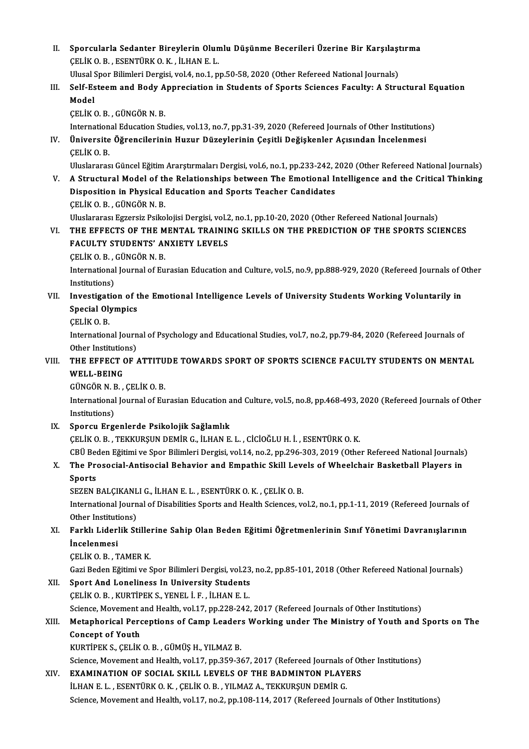II. **Sporcularla Sedanter Bireylerin Olumlu Düşünme Becerileri Üzerine Bir Karşılaştırma**
ÇELİK O. B. , ESENTÜRK O. K. , İLHAN E. L.
Ulusal Spor Bilimleri Dergisi, vol.4, no.1, pp.50-58, 2020 (Other Refereed National Journals)

III. **Self-Esteem and Body Appreciation in Students of Sports Sciences Faculty: A Structural Equation Model**
ÇELİK O. B. , GÜNGÖR N. B.
International Education Studies, vol.13, no.7, pp.31-39, 2020 (Refereed Journals of Other Institutions)

IV. **Üniversite Öğrencilerinin Huzur Düzeylerinin Çeşitli Değişkenler Açısından İncelenmesi**
ÇELİK O. B.
Uluslararası Güncel Eğitim Ararştırmaları Dergisi, vol.6, no.1, pp.233-242, 2020 (Other Refereed National Journals)

V. **A Structural Model of the Relationships between The Emotional Intelligence and the Critical Thinking Disposition in Physical Education and Sports Teacher Candidates**
ÇELİK O. B. , GÜNGÖR N. B.
Uluslararası Egzersiz Psikolojisi Dergisi, vol.2, no.1, pp.10-20, 2020 (Other Refereed National Journals)

VI. **THE EFFECTS OF THE MENTAL TRAINING SKILLS ON THE PREDICTION OF THE SPORTS SCIENCES FACULTY STUDENTS' ANXIETY LEVELS**
ÇELİK O. B. , GÜNGÖR N. B.
International Journal of Eurasian Education and Culture, vol.5, no.9, pp.888-929, 2020 (Refereed Journals of Other Institutions)

VII. **Investigation of the Emotional Intelligence Levels of University Students Working Voluntarily in Special Olympics**
ÇELİK O. B.
International Journal of Psychology and Educational Studies, vol.7, no.2, pp.79-84, 2020 (Refereed Journals of Other Institutions)

VIII. **THE EFFECT OF ATTITUDE TOWARDS SPORT OF SPORTS SCIENCE FACULTY STUDENTS ON MENTAL WELL-BEING**
GÜNGÖR N. B. , ÇELİK O. B.
International Journal of Eurasian Education and Culture, vol.5, no.8, pp.468-493, 2020 (Refereed Journals of Other Institutions)

IX. **Sporcu Ergenlerde Psikolojik Sağlamlık**
ÇELİK O. B. , TEKKURŞUN DEMİR G., İLHAN E. L. , CİCİOĞLU H. İ. , ESENTÜRK O. K.
CBÜ Beden Eğitimi ve Spor Bilimleri Dergisi, vol.14, no.2, pp.296-303, 2019 (Other Refereed National Journals)

X. **The Prosocial-Antisocial Behavior and Empathic Skill Levels of Wheelchair Basketball Players in Sports**
SEZEN BALÇIKANLI G., İLHAN E. L. , ESENTÜRK O. K. , ÇELİK O. B.
International Journal of Disabilities Sports and Health Sciences, vol.2, no.1, pp.1-11, 2019 (Refereed Journals of Other Institutions)

XI. **Farklı Liderlik Stillerine Sahip Olan Beden Eğitimi Öğretmenlerinin Sınıf Yönetimi Davranışlarının İncelenmesi**
ÇELİK O. B. , TAMER K.
Gazi Beden Eğitimi ve Spor Bilimleri Dergisi, vol.23, no.2, pp.85-101, 2018 (Other Refereed National Journals)

XII. **Sport And Loneliness In University Students**
ÇELİK O. B. , KURTİPEK S., YENEL İ. F. , İLHAN E. L.
Science, Movement and Health, vol.17, pp.228-242, 2017 (Refereed Journals of Other Institutions)

XIII. **Metaphorical Perceptions of Camp Leaders Working under The Ministry of Youth and Sports on The Concept of Youth**
KURTİPEK S., ÇELİK O. B. , GÜMÜŞ H., YILMAZ B.
Science, Movement and Health, vol.17, pp.359-367, 2017 (Refereed Journals of Other Institutions)

XIV. **EXAMINATION OF SOCIAL SKILL LEVELS OF THE BADMINTON PLAYERS**
İLHAN E. L. , ESENTÜRK O. K. , ÇELİK O. B. , YILMAZ A., TEKKURŞUN DEMİR G.
Science, Movement and Health, vol.17, no.2, pp.108-114, 2017 (Refereed Journals of Other Institutions)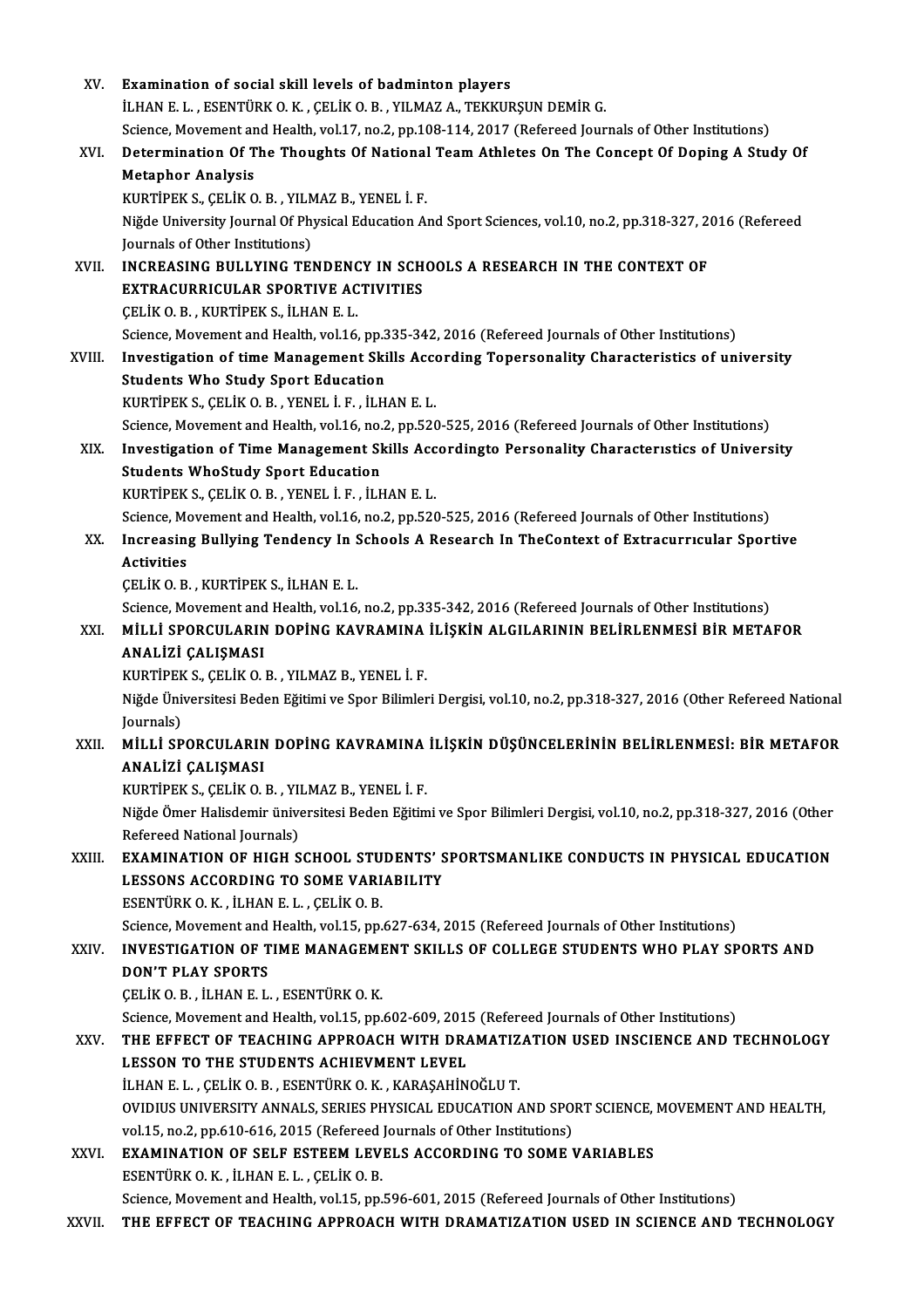XV. **Examination of social skill levels of badminton players**
İLHAN E. L. , ESENTÜRK O. K. , ÇELİK O. B. , YILMAZ A., TEKKURŞUN DEMİR G.
Science, Movement and Health, vol.17, no.2, pp.108-114, 2017 (Refereed Journals of Other Institutions)

XVI. **Determination Of The Thoughts Of National Team Athletes On The Concept Of Doping A Study Of Metaphor Analysis**
KURTİPEK S., ÇELİK O. B. , YILMAZ B., YENEL İ. F.
Niğde University Journal Of Physical Education And Sport Sciences, vol.10, no.2, pp.318-327, 2016 (Refereed Journals of Other Institutions)

XVII. **INCREASING BULLYING TENDENCY IN SCHOOLS A RESEARCH IN THE CONTEXT OF EXTRACURRICULAR SPORTIVE ACTIVITIES**
ÇELİK O. B. , KURTİPEK S., İLHAN E. L.
Science, Movement and Health, vol.16, pp.335-342, 2016 (Refereed Journals of Other Institutions)

XVIII. **Investigation of time Management Skills According Topersonality Characteristics of university Students Who Study Sport Education**
KURTİPEK S., ÇELİK O. B. , YENEL İ. F. , İLHAN E. L.
Science, Movement and Health, vol.16, no.2, pp.520-525, 2016 (Refereed Journals of Other Institutions)

XIX. **Investigation of Time Management Skills Accordingto Personality Characterıstics of University Students WhoStudy Sport Education**
KURTİPEK S., ÇELİK O. B. , YENEL İ. F. , İLHAN E. L.
Science, Movement and Health, vol.16, no.2, pp.520-525, 2016 (Refereed Journals of Other Institutions)

XX. **Increasing Bullying Tendency In Schools A Research In TheContext of Extracurrıcular Sportive Activities**
ÇELİK O. B. , KURTİPEK S., İLHAN E. L.
Science, Movement and Health, vol.16, no.2, pp.335-342, 2016 (Refereed Journals of Other Institutions)

XXI. **MİLLİ SPORCULARIN DOPİNG KAVRAMINA İLİŞKİN ALGILARININ BELİRLENMESİ BİR METAFOR ANALİZİ ÇALIŞMASI**
KURTİPEK S., ÇELİK O. B. , YILMAZ B., YENEL İ. F.
Niğde Üniversitesi Beden Eğitimi ve Spor Bilimleri Dergisi, vol.10, no.2, pp.318-327, 2016 (Other Refereed National Journals)

XXII. **MİLLİ SPORCULARIN DOPİNG KAVRAMINA İLİŞKİN DÜŞÜNCELERİNİN BELİRLENMESİ: BİR METAFOR ANALİZİ ÇALIŞMASI**
KURTİPEK S., ÇELİK O. B. , YILMAZ B., YENEL İ. F.
Niğde Ömer Halisdemir üniversitesi Beden Eğitimi ve Spor Bilimleri Dergisi, vol.10, no.2, pp.318-327, 2016 (Other Refereed National Journals)

XXIII. **EXAMINATION OF HIGH SCHOOL STUDENTS' SPORTSMANLIKE CONDUCTS IN PHYSICAL EDUCATION LESSONS ACCORDING TO SOME VARIABILITY**
ESENTÜRK O. K. , İLHAN E. L. , ÇELİK O. B.
Science, Movement and Health, vol.15, pp.627-634, 2015 (Refereed Journals of Other Institutions)

XXIV. **INVESTIGATION OF TIME MANAGEMENT SKILLS OF COLLEGE STUDENTS WHO PLAY SPORTS AND DON'T PLAY SPORTS**
ÇELİK O. B. , İLHAN E. L. , ESENTÜRK O. K.
Science, Movement and Health, vol.15, pp.602-609, 2015 (Refereed Journals of Other Institutions)

XXV. **THE EFFECT OF TEACHING APPROACH WITH DRAMATIZATION USED INSCIENCE AND TECHNOLOGY LESSON TO THE STUDENTS ACHIEVMENT LEVEL**
İLHAN E. L. , ÇELİK O. B. , ESENTÜRK O. K. , KARAŞAHİNOĞLU T.
OVIDIUS UNIVERSITY ANNALS, SERIES PHYSICAL EDUCATION AND SPORT SCIENCE, MOVEMENT AND HEALTH, vol.15, no.2, pp.610-616, 2015 (Refereed Journals of Other Institutions)

XXVI. **EXAMINATION OF SELF ESTEEM LEVELS ACCORDING TO SOME VARIABLES**
ESENTÜRK O. K. , İLHAN E. L. , ÇELİK O. B.
Science, Movement and Health, vol.15, pp.596-601, 2015 (Refereed Journals of Other Institutions)

XXVII. **THE EFFECT OF TEACHING APPROACH WITH DRAMATIZATION USED IN SCIENCE AND TECHNOLOGY**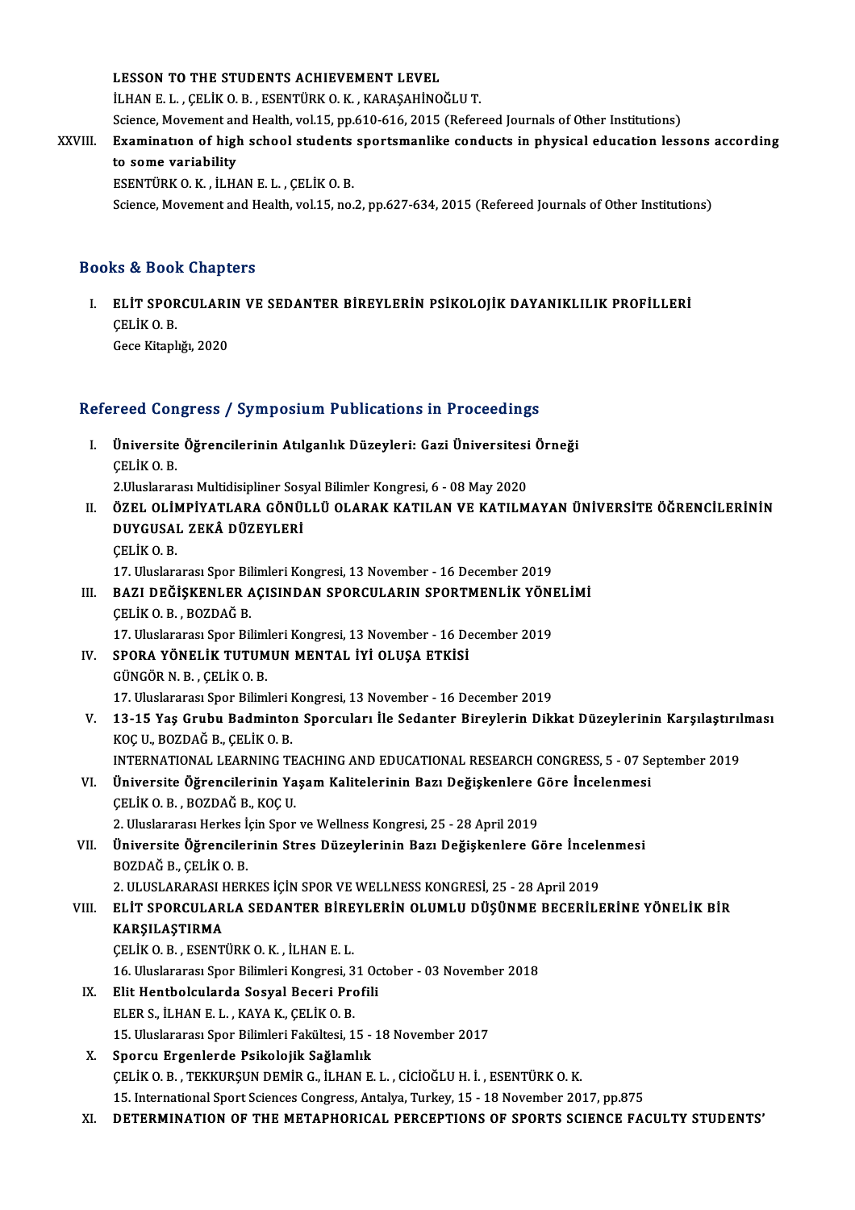LESSON TO THE STUDENTS ACHIEVEMENT LEVEL
İLHAN E. L. , ÇELİK O. B. , ESENTÜRK O. K. , KARAŞAHİNOĞLU T.
Science, Movement and Health, vol.15, pp.610-616, 2015 (Refereed Journals of Other Institutions)

XXVIII. **Examination of high school students sportsmanlike conducts in physical education lessons according to some variability**
ESENTÜRK O. K. , İLHAN E. L. , ÇELİK O. B.
Science, Movement and Health, vol.15, no.2, pp.627-634, 2015 (Refereed Journals of Other Institutions)

## Books & Book Chapters

I. **ELİT SPORCULARIN VE SEDANTER BİREYLERİN PSİKOLOJİK DAYANIKLILIK PROFİLLERİ**
ÇELİK O. B.
Gece Kitaplığı, 2020

## Refereed Congress / Symposium Publications in Proceedings

I. **Üniversite Öğrencilerinin Atılganlık Düzeyleri: Gazi Üniversitesi Örneği**
ÇELİK O. B.
2.Uluslararası Multidisipliner Sosyal Bilimler Kongresi, 6 - 08 May 2020

II. **ÖZEL OLİMPİYATLARA GÖNÜLLÜ OLARAK KATILAN VE KATILMAYAN ÜNİVERSİTE ÖĞRENCİLERİNİN DUYGUSAL ZEKÂ DÜZEYLERİ**
ÇELİK O. B.
17. Uluslararası Spor Bilimleri Kongresi, 13 November - 16 December 2019

III. **BAZI DEĞİŞKENLER AÇISINDAN SPORCULARIN SPORTMENLİK YÖNELİMİ**
ÇELİK O. B. , BOZDAĞ B.
17. Uluslararası Spor Bilimleri Kongresi, 13 November - 16 December 2019

IV. **SPORA YÖNELİK TUTUMUN MENTAL İYİ OLUŞA ETKİSİ**
GÜNGÖR N. B. , ÇELİK O. B.
17. Uluslararası Spor Bilimleri Kongresi, 13 November - 16 December 2019

V. **13-15 Yaş Grubu Badminton Sporcuları İle Sedanter Bireylerin Dikkat Düzeylerinin Karşılaştırılması**
KOÇ U., BOZDAĞ B., ÇELİK O. B.
INTERNATIONAL LEARNING TEACHING AND EDUCATIONAL RESEARCH CONGRESS, 5 - 07 September 2019

VI. **Üniversite Öğrencilerinin Yaşam Kalitelerinin Bazı Değişkenlere Göre İncelenmesi**
ÇELİK O. B. , BOZDAĞ B., KOÇ U.
2. Uluslararası Herkes İçin Spor ve Wellness Kongresi, 25 - 28 April 2019

VII. **Üniversite Öğrencilerinin Stres Düzeylerinin Bazı Değişkenlere Göre İncelenmesi**
BOZDAĞ B., ÇELİK O. B.
2. ULUSLARARASI HERKES İÇİN SPOR VE WELLNESS KONGRESİ, 25 - 28 April 2019

VIII. **ELİT SPORCULARLA SEDANTER BİREYLERİN OLUMLU DÜŞÜNME BECERİLERİNE YÖNELİK BİR KARŞILAŞTIRMA**
ÇELİK O. B. , ESENTÜRK O. K. , İLHAN E. L.
16. Uluslararası Spor Bilimleri Kongresi, 31 October - 03 November 2018

IX. **Elit Hentbolcularda Sosyal Beceri Profili**
ELER S., İLHAN E. L. , KAYA K., ÇELİK O. B.
15. Uluslararası Spor Bilimleri Fakültesi, 15 - 18 November 2017

X. **Sporcu Ergenlerde Psikolojik Sağlamlık**
ÇELİK O. B. , TEKKURŞUN DEMİR G., İLHAN E. L. , CİCİOĞLU H. İ. , ESENTÜRK O. K.
15. International Sport Sciences Congress, Antalya, Turkey, 15 - 18 November 2017, pp.875

XI. **DETERMINATION OF THE METAPHORICAL PERCEPTIONS OF SPORTS SCIENCE FACULTY STUDENTS'**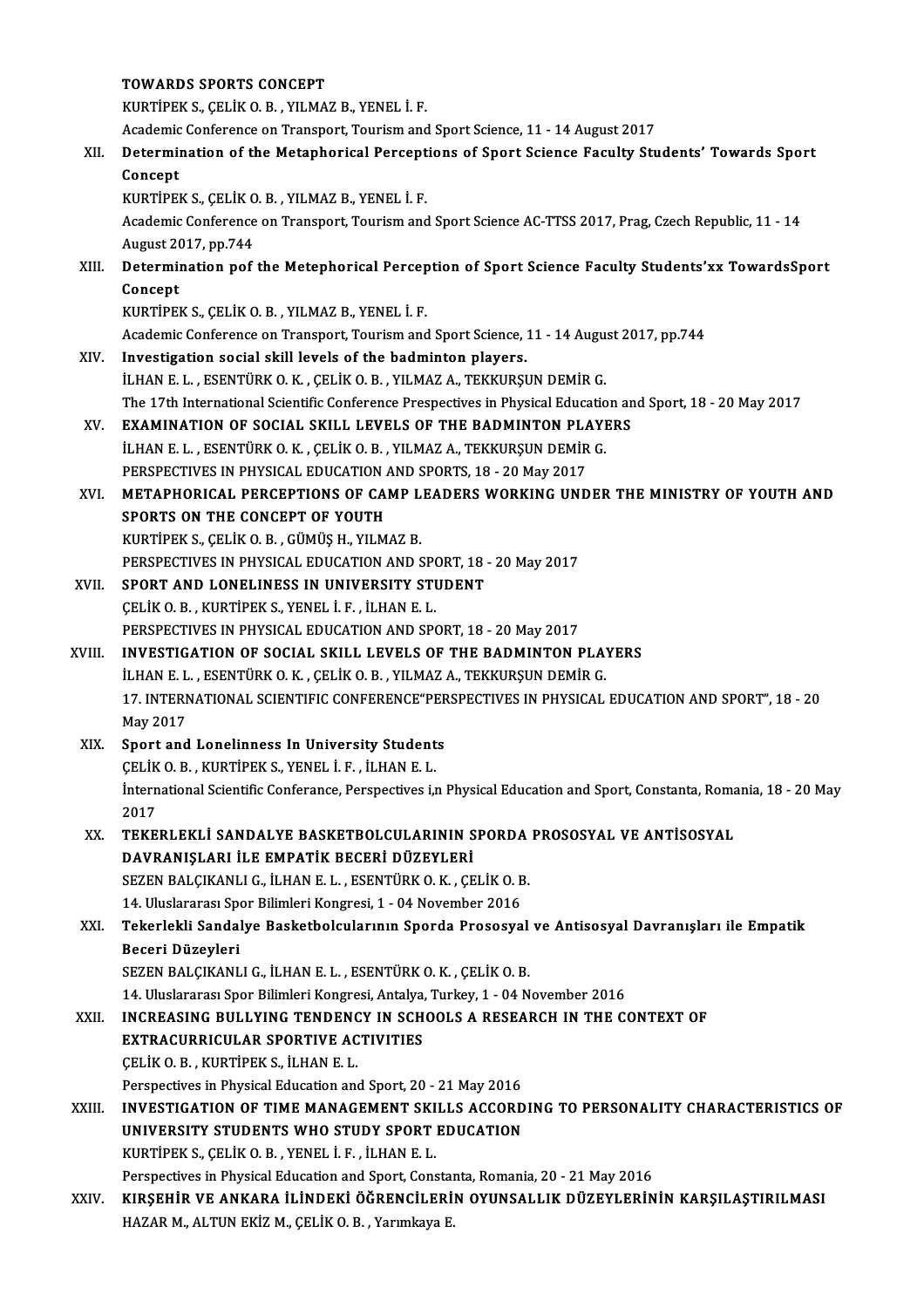TOWARDS SPORTS CONCEPT
KURTİPEK S., ÇELİK O. B. , YILMAZ B., YENEL İ. F.
Academic Conference on Transport, Tourism and Sport Science, 11 - 14 August 2017

XII. **Determination of the Metaphorical Perceptions of Sport Science Faculty Students' Towards Sport Concept**
KURTİPEK S., ÇELİK O. B. , YILMAZ B., YENEL İ. F.
Academic Conference on Transport, Tourism and Sport Science AC-TTSS 2017, Prag, Czech Republic, 11 - 14 August 2017, pp.744

XIII. **Determination pof the Metephorical Perception of Sport Science Faculty Students'xx TowardsSport Concept**
KURTİPEK S., ÇELİK O. B. , YILMAZ B., YENEL İ. F.
Academic Conference on Transport, Tourism and Sport Science, 11 - 14 August 2017, pp.744

XIV. **Investigation social skill levels of the badminton players.**
İLHAN E. L. , ESENTÜRK O. K. , ÇELİK O. B. , YILMAZ A., TEKKURŞUN DEMİR G.
The 17th International Scientific Conference Prespectives in Physical Education and Sport, 18 - 20 May 2017

XV. **EXAMINATION OF SOCIAL SKILL LEVELS OF THE BADMINTON PLAYERS**
İLHAN E. L. , ESENTÜRK O. K. , ÇELİK O. B. , YILMAZ A., TEKKURŞUN DEMİR G.
PERSPECTIVES IN PHYSICAL EDUCATION AND SPORTS, 18 - 20 May 2017

XVI. **METAPHORICAL PERCEPTIONS OF CAMP LEADERS WORKING UNDER THE MINISTRY OF YOUTH AND SPORTS ON THE CONCEPT OF YOUTH**
KURTİPEK S., ÇELİK O. B. , GÜMÜŞ H., YILMAZ B.
PERSPECTIVES IN PHYSICAL EDUCATION AND SPORT, 18 - 20 May 2017

XVII. **SPORT AND LONELINESS IN UNIVERSITY STUDENT**
ÇELİK O. B. , KURTİPEK S., YENEL İ. F. , İLHAN E. L.
PERSPECTIVES IN PHYSICAL EDUCATION AND SPORT, 18 - 20 May 2017

XVIII. **INVESTIGATION OF SOCIAL SKILL LEVELS OF THE BADMINTON PLAYERS**
İLHAN E. L. , ESENTÜRK O. K. , ÇELİK O. B. , YILMAZ A., TEKKURŞUN DEMİR G.
17. INTERNATIONAL SCIENTIFIC CONFERENCE"PERSPECTIVES IN PHYSICAL EDUCATION AND SPORT", 18 - 20 May 2017

XIX. **Sport and Lonelinness In University Students**
ÇELİK O. B. , KURTİPEK S., YENEL İ. F. , İLHAN E. L.
İnternational Scientific Conferance, Perspectives i,n Physical Education and Sport, Constanta, Romania, 18 - 20 May 2017

XX. **TEKERLEKLİ SANDALYE BASKETBOLCULARININ SPORDA PROSOSYAL VE ANTİSOSYAL DAVRANIŞLARI İLE EMPATİK BECERİ DÜZEYLERİ**
SEZEN BALÇIKANLI G., İLHAN E. L. , ESENTÜRK O. K. , ÇELİK O. B.
14. Uluslararası Spor Bilimleri Kongresi, 1 - 04 November 2016

XXI. **Tekerlekli Sandalye Basketbolcularının Sporda Prososyal ve Antisosyal Davranışları ile Empatik Beceri Düzeyleri**
SEZEN BALÇIKANLI G., İLHAN E. L. , ESENTÜRK O. K. , ÇELİK O. B.
14. Uluslararası Spor Bilimleri Kongresi, Antalya, Turkey, 1 - 04 November 2016

XXII. **INCREASING BULLYING TENDENCY IN SCHOOLS A RESEARCH IN THE CONTEXT OF EXTRACURRICULAR SPORTIVE ACTIVITIES**
ÇELİK O. B. , KURTİPEK S., İLHAN E. L.
Perspectives in Physical Education and Sport, 20 - 21 May 2016

XXIII. **INVESTIGATION OF TIME MANAGEMENT SKILLS ACCORDING TO PERSONALITY CHARACTERISTICS OF UNIVERSITY STUDENTS WHO STUDY SPORT EDUCATION**
KURTİPEK S., ÇELİK O. B. , YENEL İ. F. , İLHAN E. L.
Perspectives in Physical Education and Sport, Constanta, Romania, 20 - 21 May 2016

XXIV. **KIRŞEHİR VE ANKARA İLİNDEKİ ÖĞRENCİLERİN OYUNSALLIK DÜZEYLERİNİN KARŞILAŞTIRILMASI**
HAZAR M., ALTUN EKİZ M., ÇELİK O. B. , Yarımkaya E.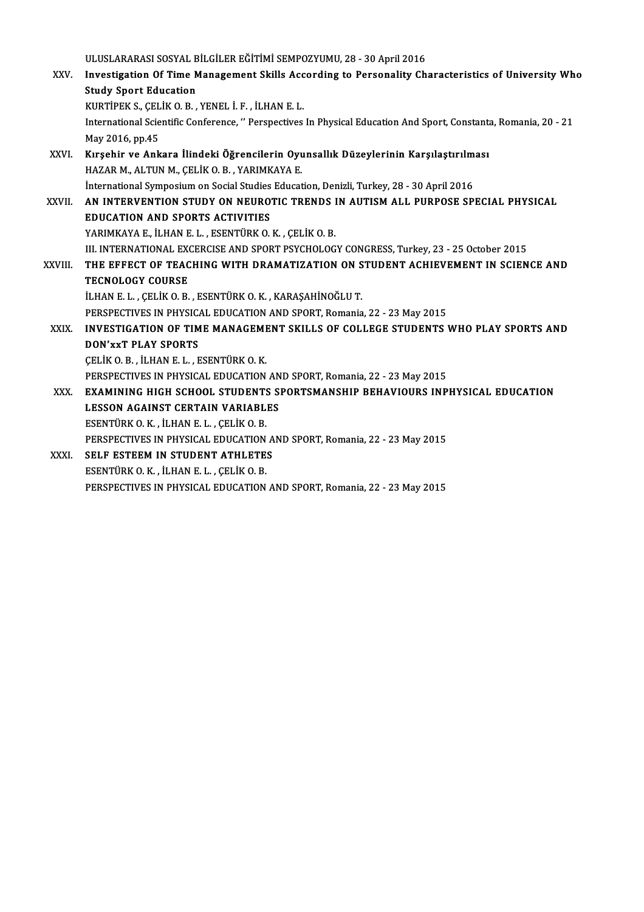ULUSLARARASI SOSYAL BİLGİLER EĞİTİMİ SEMPOZYUMU, 28 - 30 April 2016

XXV. **Investigation Of Time Management Skills According to Personality Characteristics of University Who Study Sport Education**
KURTİPEK S., ÇELİK O. B. , YENEL İ. F. , İLHAN E. L.
International Scientific Conference, '' Perspectives In Physical Education And Sport, Constanta, Romania, 20 - 21 May 2016, pp.45

XXVI. **Kırşehir ve Ankara İlindeki Öğrencilerin Oyunsallık Düzeylerinin Karşılaştırılması**
HAZAR M., ALTUN M., ÇELİK O. B. , YARIMKAYA E.
İnternational Symposium on Social Studies Education, Denizli, Turkey, 28 - 30 April 2016

XXVII. **AN INTERVENTION STUDY ON NEUROTIC TRENDS IN AUTISM ALL PURPOSE SPECIAL PHYSICAL EDUCATION AND SPORTS ACTIVITIES**
YARIMKAYA E., İLHAN E. L. , ESENTÜRK O. K. , ÇELİK O. B.
III. INTERNATIONAL EXCERCISE AND SPORT PSYCHOLOGY CONGRESS, Turkey, 23 - 25 October 2015

XXVIII. **THE EFFECT OF TEACHING WITH DRAMATIZATION ON STUDENT ACHIEVEMENT IN SCIENCE AND TECNOLOGY COURSE**
İLHAN E. L. , ÇELİK O. B. , ESENTÜRK O. K. , KARAŞAHİNOĞLU T.
PERSPECTIVES IN PHYSICAL EDUCATION AND SPORT, Romania, 22 - 23 May 2015

XXIX. **INVESTIGATION OF TIME MANAGEMENT SKILLS OF COLLEGE STUDENTS WHO PLAY SPORTS AND DON'xxT PLAY SPORTS**
ÇELİK O. B. , İLHAN E. L. , ESENTÜRK O. K.
PERSPECTIVES IN PHYSICAL EDUCATION AND SPORT, Romania, 22 - 23 May 2015

XXX. **EXAMINING HIGH SCHOOL STUDENTS SPORTSMANSHIP BEHAVIOURS INPHYSICAL EDUCATION LESSON AGAINST CERTAIN VARIABLES**
ESENTÜRK O. K. , İLHAN E. L. , ÇELİK O. B.
PERSPECTIVES IN PHYSICAL EDUCATION AND SPORT, Romania, 22 - 23 May 2015

XXXI. **SELF ESTEEM IN STUDENT ATHLETES**
ESENTÜRK O. K. , İLHAN E. L. , ÇELİK O. B.
PERSPECTIVES IN PHYSICAL EDUCATION AND SPORT, Romania, 22 - 23 May 2015